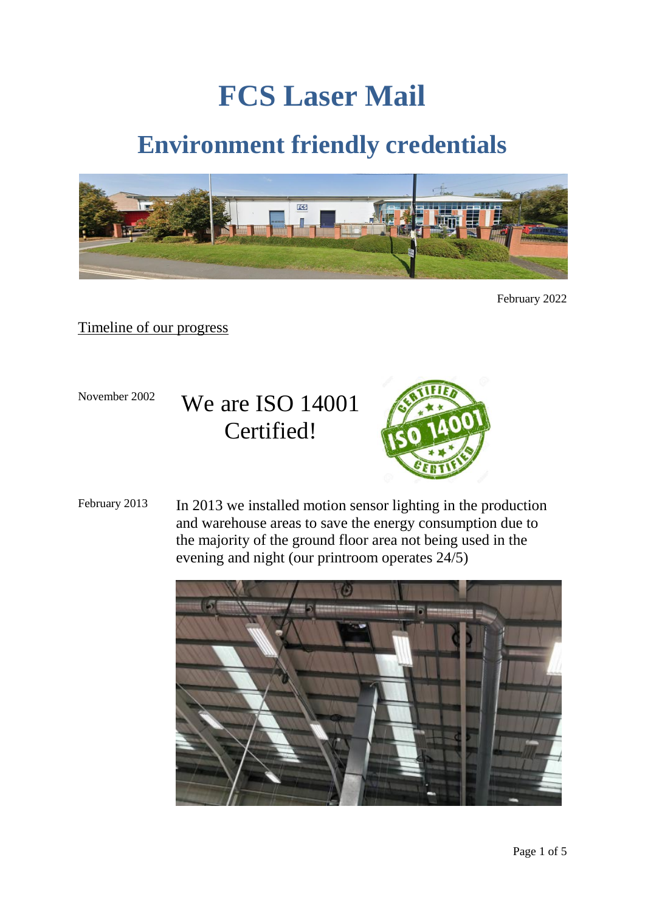# FCS Laser Mail

## Environment friendly credentials

February 2022

<u>Timeline of our progress</u>

November 2002

We are ISO 14001 Certified!

February 2013

In 2013 we installed motion sensor lighting in the production and warehouse areas to save the energy consumption due to the majority of the ground floor area not being used in the evening and night (our printroom operates 24/5)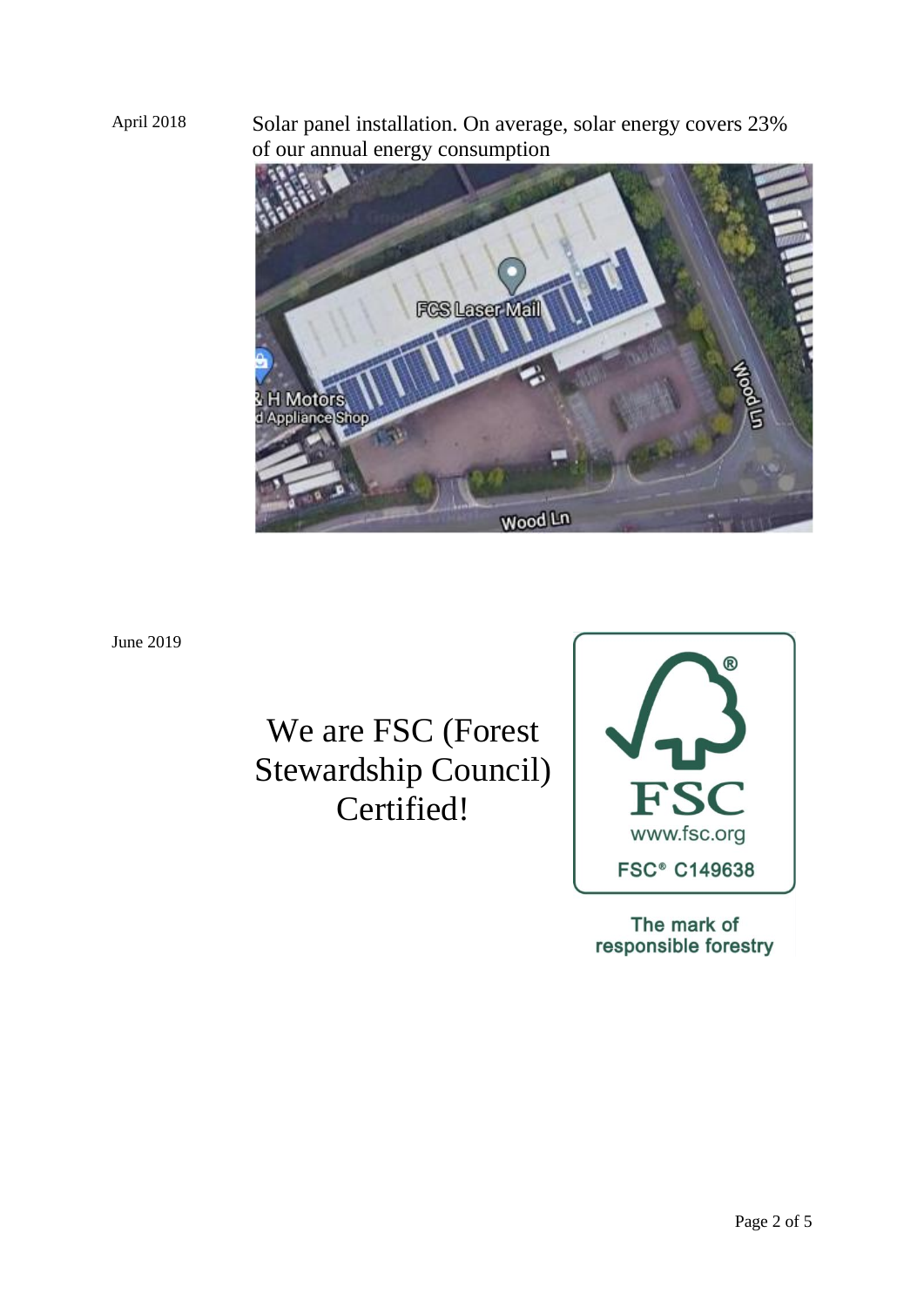April 2018

Solar panel installation. On average, solar energy covers 23% of our annual energy consumption

June 2019

We are FSC (Forest Stewardship Council) Certified!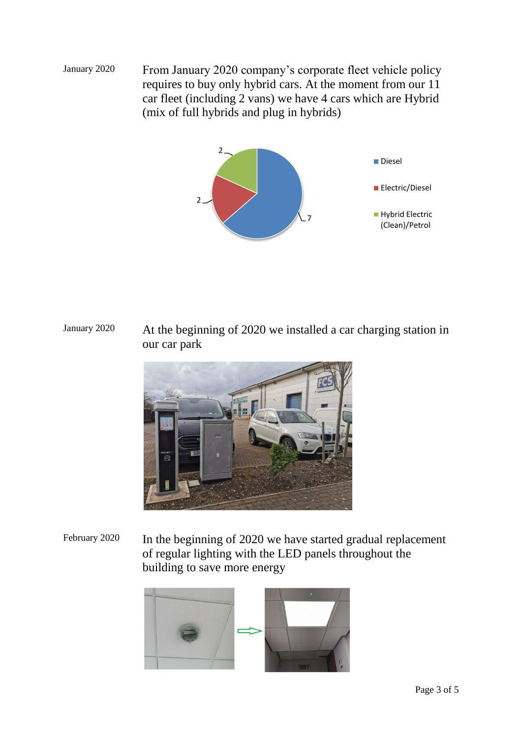January 2020

From January 2020 company's corporate fleet vehicle policy requires to buy only hybrid cars. At the moment from our 11 car fleet (including 2 vans) we have 4 cars which are Hybrid (mix of full hybrids and plug in hybrids)

2

2

7

Diesel

Electric/Diesel

Hybrid Electric (Clean)/Petrol

January 2020

At the beginning of 2020 we installed a car charging station in our car park

February 2020

In the beginning of 2020 we have started gradual replacement of regular lighting with the LED panels throughout the building to save more energy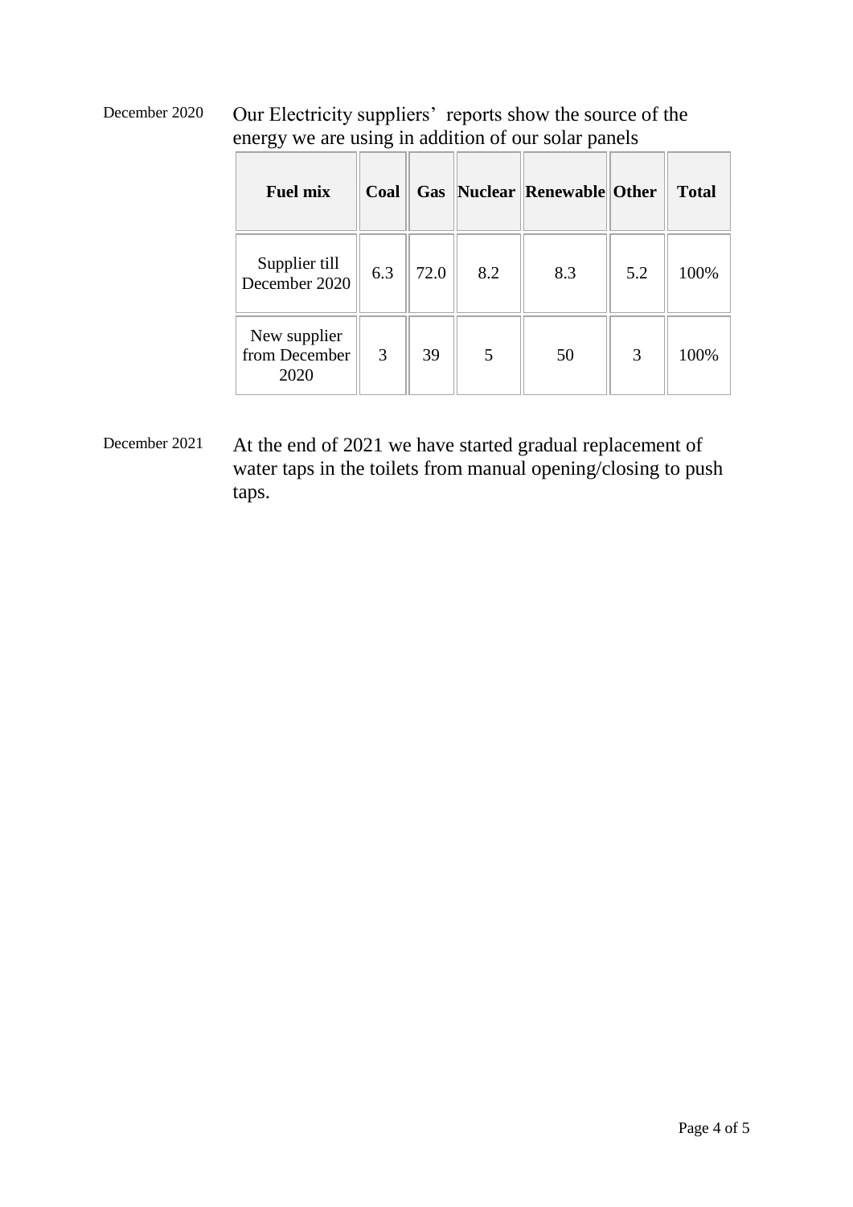December 2020

Our Electricity suppliers' reports show the source of the energy we are using in addition of our solar panels

| Fuel mix | Coal | Gas | Nuclear | Renewable | Other | Total |
|---|---|---|---|---|---|---|
| Supplier till December 2020 | 6.3 | 72.0 | 8.2 | 8.3 | 5.2 | 100% |
| New supplier from December 2020 | 3 | 39 | 5 | 50 | 3 | 100% |

December 2021

At the end of 2021 we have started gradual replacement of water taps in the toilets from manual opening/closing to push taps.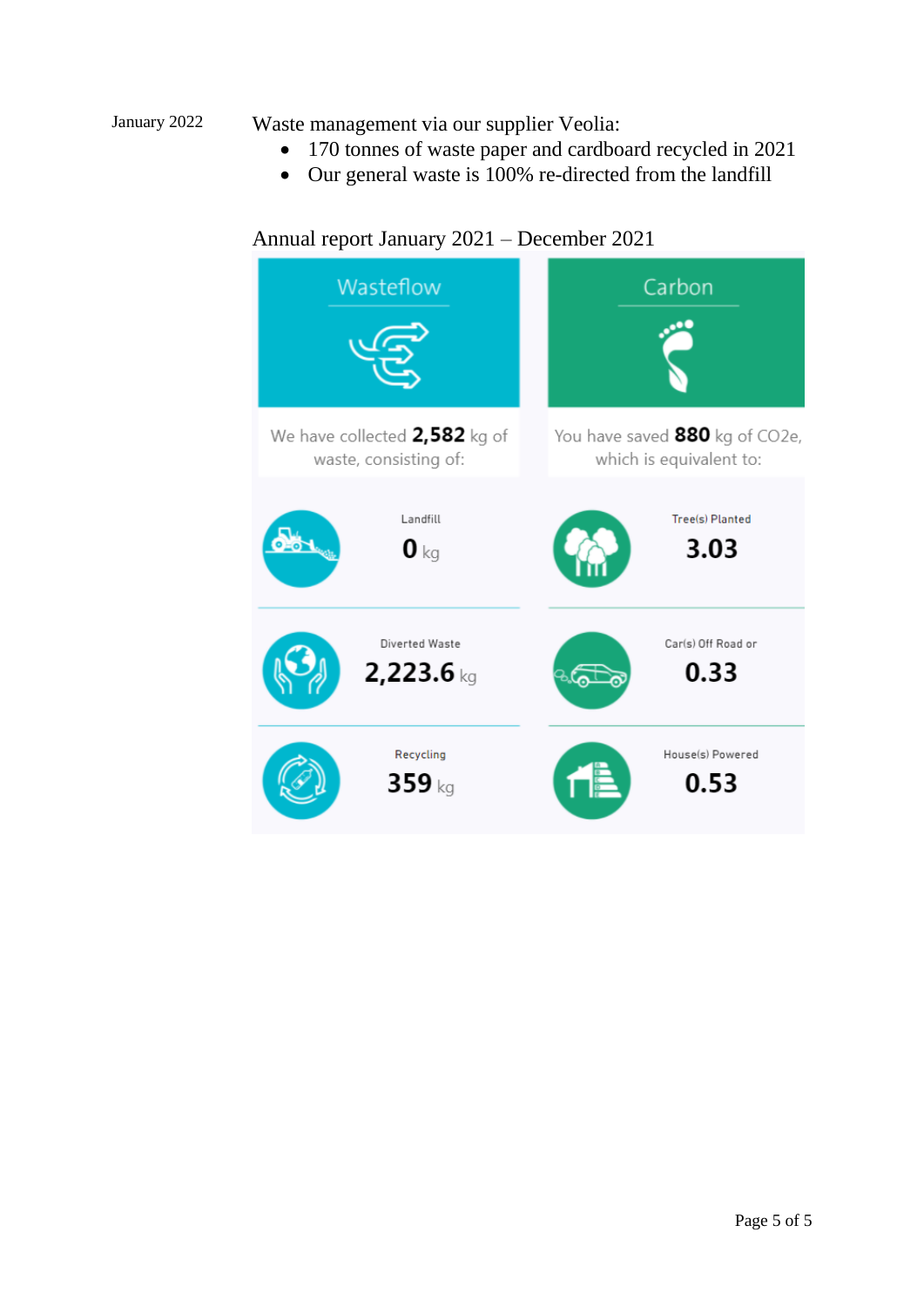January 2022

Waste management via our supplier Veolia:

- 170 tonnes of waste paper and cardboard recycled in 2021
- Our general waste is 100% re-directed from the landfill

Annual report January 2021 – December 2021

Wasteflow

We have collected **2,582** kg of waste, consisting of:

Landfill
**0** kg

Diverted Waste
**2,223.6** kg

Recycling
**359** kg

Carbon

You have saved **880** kg of CO2e, which is equivalent to:

Tree(s) Planted
**3.03**

Car(s) Off Road or
**0.33**

House(s) Powered
**0.53**